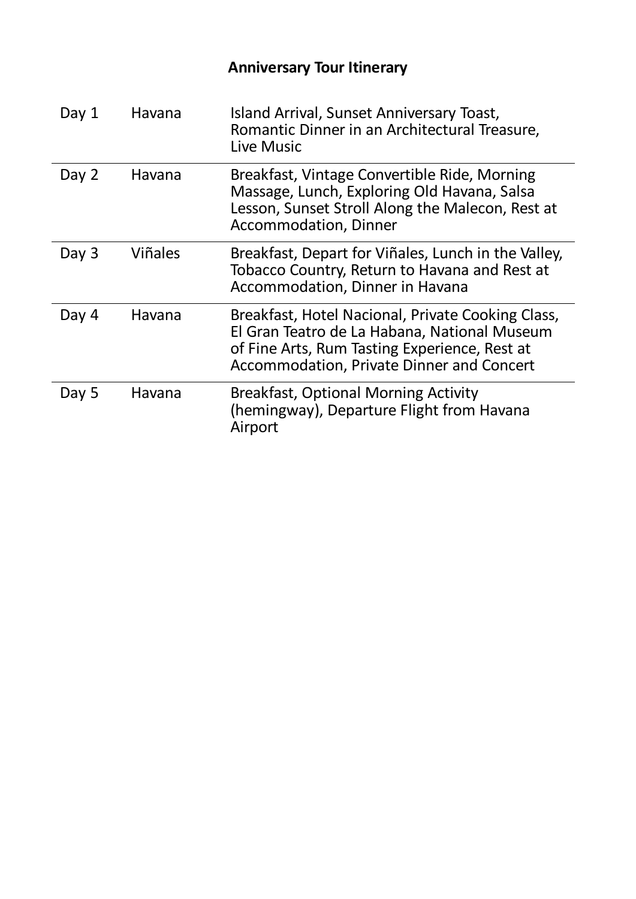**Anniversary Tour Itinerary**

| | | |
|---|---|---|
| Day 1 | Havana | Island Arrival, Sunset Anniversary Toast, Romantic Dinner in an Architectural Treasure, Live Music |
| Day 2 | Havana | Breakfast, Vintage Convertible Ride, Morning Massage, Lunch, Exploring Old Havana, Salsa Lesson, Sunset Stroll Along the Malecon, Rest at Accommodation, Dinner |
| Day 3 | Viñales | Breakfast, Depart for Viñales, Lunch in the Valley, Tobacco Country, Return to Havana and Rest at Accommodation, Dinner in Havana |
| Day 4 | Havana | Breakfast, Hotel Nacional, Private Cooking Class, El Gran Teatro de La Habana, National Museum of Fine Arts, Rum Tasting Experience, Rest at Accommodation, Private Dinner and Concert |
| Day 5 | Havana | Breakfast, Optional Morning Activity (hemingway), Departure Flight from Havana Airport |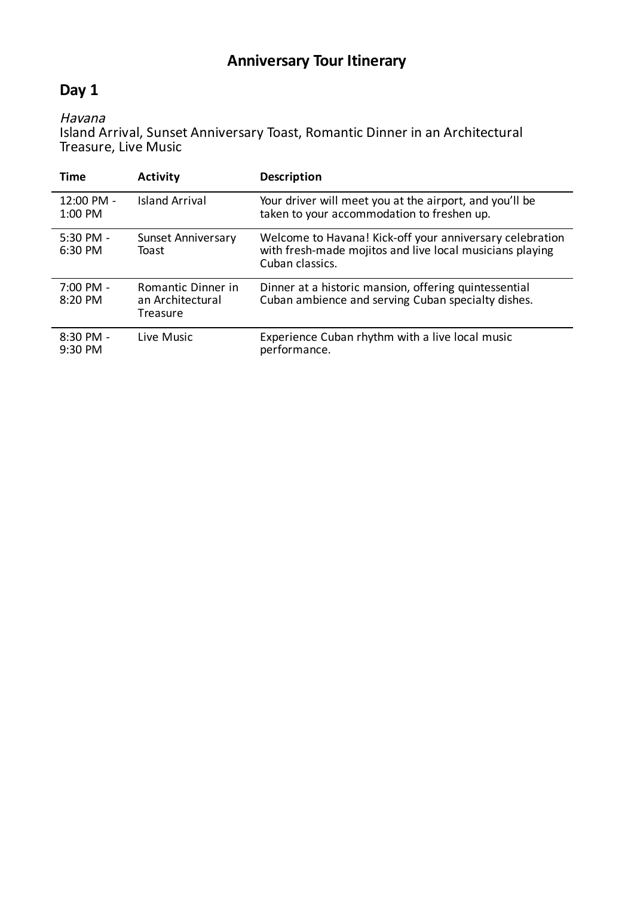# Anniversary Tour Itinerary

## Day 1

*Havana*
Island Arrival, Sunset Anniversary Toast, Romantic Dinner in an Architectural Treasure, Live Music

| Time | Activity | Description |
|---|---|---|
| 12:00 PM - 1:00 PM | Island Arrival | Your driver will meet you at the airport, and you'll be taken to your accommodation to freshen up. |
| 5:30 PM - 6:30 PM | Sunset Anniversary Toast | Welcome to Havana! Kick-off your anniversary celebration with fresh-made mojitos and live local musicians playing Cuban classics. |
| 7:00 PM - 8:20 PM | Romantic Dinner in an Architectural Treasure | Dinner at a historic mansion, offering quintessential Cuban ambience and serving Cuban specialty dishes. |
| 8:30 PM - 9:30 PM | Live Music | Experience Cuban rhythm with a live local music performance. |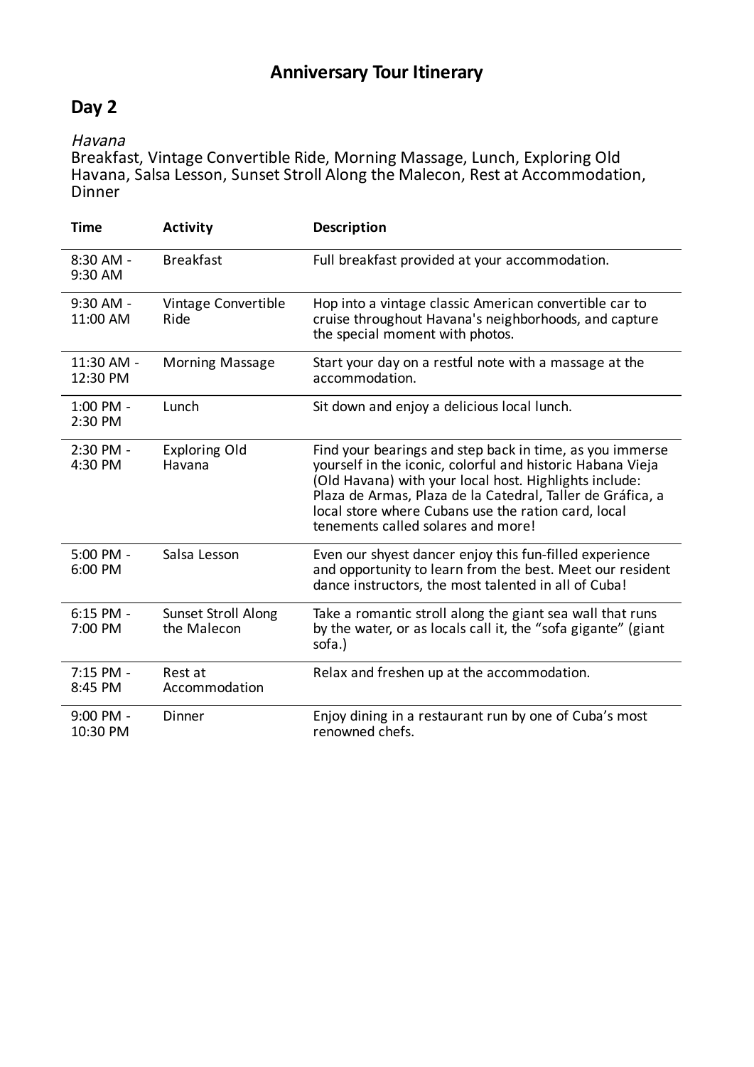# Anniversary Tour Itinerary

## Day 2

*Havana*
Breakfast, Vintage Convertible Ride, Morning Massage, Lunch, Exploring Old Havana, Salsa Lesson, Sunset Stroll Along the Malecon, Rest at Accommodation, Dinner

| Time | Activity | Description |
|---|---|---|
| 8:30 AM - 9:30 AM | Breakfast | Full breakfast provided at your accommodation. |
| 9:30 AM - 11:00 AM | Vintage Convertible Ride | Hop into a vintage classic American convertible car to cruise throughout Havana's neighborhoods, and capture the special moment with photos. |
| 11:30 AM - 12:30 PM | Morning Massage | Start your day on a restful note with a massage at the accommodation. |
| 1:00 PM - 2:30 PM | Lunch | Sit down and enjoy a delicious local lunch. |
| 2:30 PM - 4:30 PM | Exploring Old Havana | Find your bearings and step back in time, as you immerse yourself in the iconic, colorful and historic Habana Vieja (Old Havana) with your local host. Highlights include: Plaza de Armas, Plaza de la Catedral, Taller de Gráfica, a local store where Cubans use the ration card, local tenements called solares and more! |
| 5:00 PM - 6:00 PM | Salsa Lesson | Even our shyest dancer enjoy this fun-filled experience and opportunity to learn from the best. Meet our resident dance instructors, the most talented in all of Cuba! |
| 6:15 PM - 7:00 PM | Sunset Stroll Along the Malecon | Take a romantic stroll along the giant sea wall that runs by the water, or as locals call it, the "sofa gigante" (giant sofa.) |
| 7:15 PM - 8:45 PM | Rest at Accommodation | Relax and freshen up at the accommodation. |
| 9:00 PM - 10:30 PM | Dinner | Enjoy dining in a restaurant run by one of Cuba's most renowned chefs. |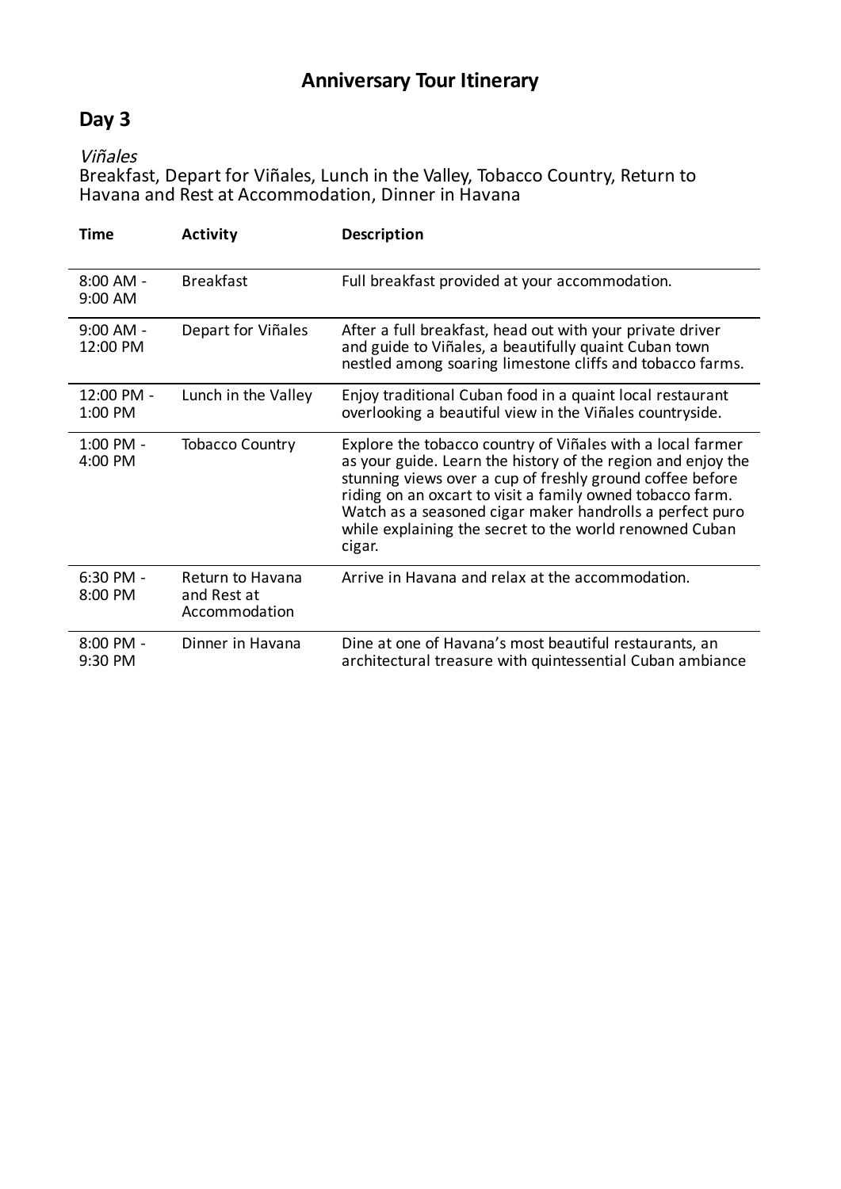# Anniversary Tour Itinerary

## Day 3

*Viñales*

Breakfast, Depart for Viñales, Lunch in the Valley, Tobacco Country, Return to Havana and Rest at Accommodation, Dinner in Havana

| Time | Activity | Description |
| --- | --- | --- |
| 8:00 AM - 9:00 AM | Breakfast | Full breakfast provided at your accommodation. |
| 9:00 AM - 12:00 PM | Depart for Viñales | After a full breakfast, head out with your private driver and guide to Viñales, a beautifully quaint Cuban town nestled among soaring limestone cliffs and tobacco farms. |
| 12:00 PM - 1:00 PM | Lunch in the Valley | Enjoy traditional Cuban food in a quaint local restaurant overlooking a beautiful view in the Viñales countryside. |
| 1:00 PM - 4:00 PM | Tobacco Country | Explore the tobacco country of Viñales with a local farmer as your guide. Learn the history of the region and enjoy the stunning views over a cup of freshly ground coffee before riding on an oxcart to visit a family owned tobacco farm. Watch as a seasoned cigar maker handrolls a perfect puro while explaining the secret to the world renowned Cuban cigar. |
| 6:30 PM - 8:00 PM | Return to Havana and Rest at Accommodation | Arrive in Havana and relax at the accommodation. |
| 8:00 PM - 9:30 PM | Dinner in Havana | Dine at one of Havana's most beautiful restaurants, an architectural treasure with quintessential Cuban ambiance |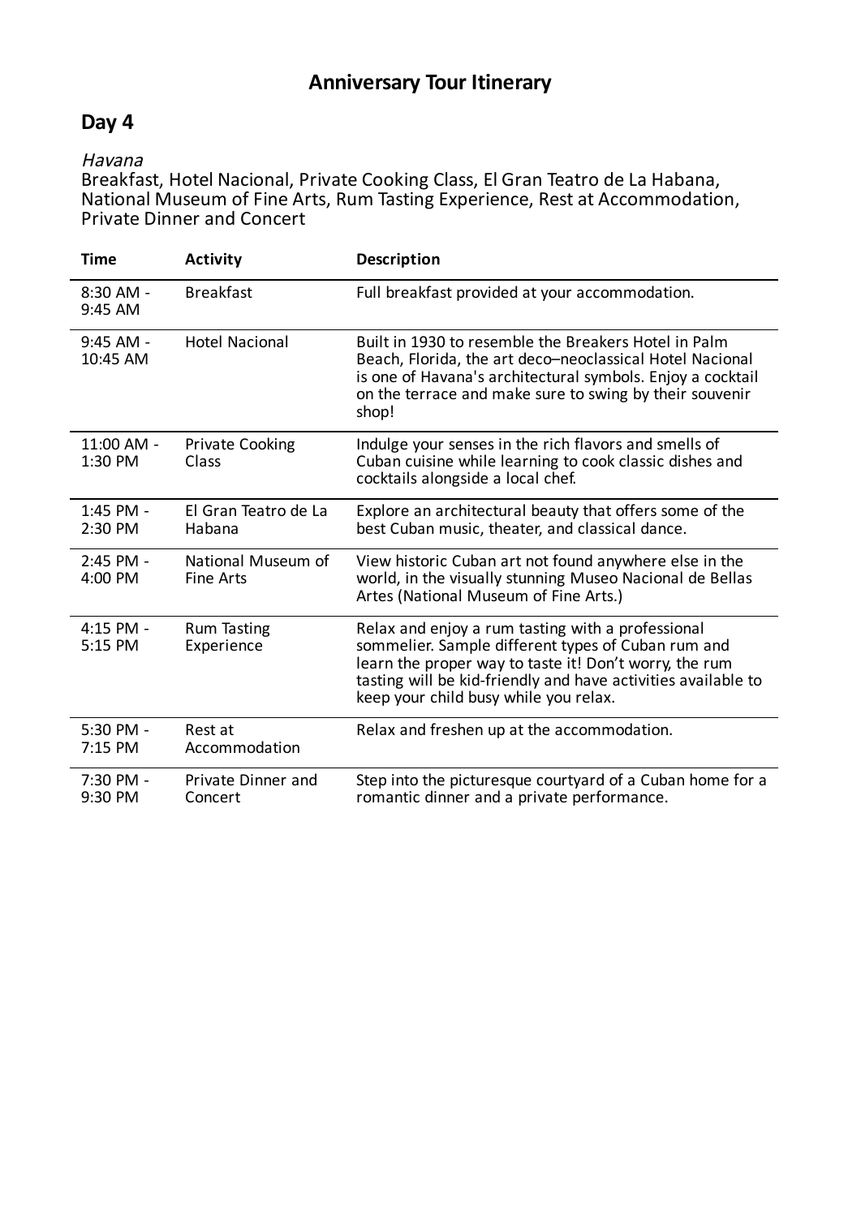# Anniversary Tour Itinerary

## Day 4

*Havana*
Breakfast, Hotel Nacional, Private Cooking Class, El Gran Teatro de La Habana, National Museum of Fine Arts, Rum Tasting Experience, Rest at Accommodation, Private Dinner and Concert

| Time | Activity | Description |
| --- | --- | --- |
| 8:30 AM - 9:45 AM | Breakfast | Full breakfast provided at your accommodation. |
| 9:45 AM - 10:45 AM | Hotel Nacional | Built in 1930 to resemble the Breakers Hotel in Palm Beach, Florida, the art deco–neoclassical Hotel Nacional is one of Havana's architectural symbols. Enjoy a cocktail on the terrace and make sure to swing by their souvenir shop! |
| 11:00 AM - 1:30 PM | Private Cooking Class | Indulge your senses in the rich flavors and smells of Cuban cuisine while learning to cook classic dishes and cocktails alongside a local chef. |
| 1:45 PM - 2:30 PM | El Gran Teatro de La Habana | Explore an architectural beauty that offers some of the best Cuban music, theater, and classical dance. |
| 2:45 PM - 4:00 PM | National Museum of Fine Arts | View historic Cuban art not found anywhere else in the world, in the visually stunning Museo Nacional de Bellas Artes (National Museum of Fine Arts.) |
| 4:15 PM - 5:15 PM | Rum Tasting Experience | Relax and enjoy a rum tasting with a professional sommelier. Sample different types of Cuban rum and learn the proper way to taste it! Don't worry, the rum tasting will be kid-friendly and have activities available to keep your child busy while you relax. |
| 5:30 PM - 7:15 PM | Rest at Accommodation | Relax and freshen up at the accommodation. |
| 7:30 PM - 9:30 PM | Private Dinner and Concert | Step into the picturesque courtyard of a Cuban home for a romantic dinner and a private performance. |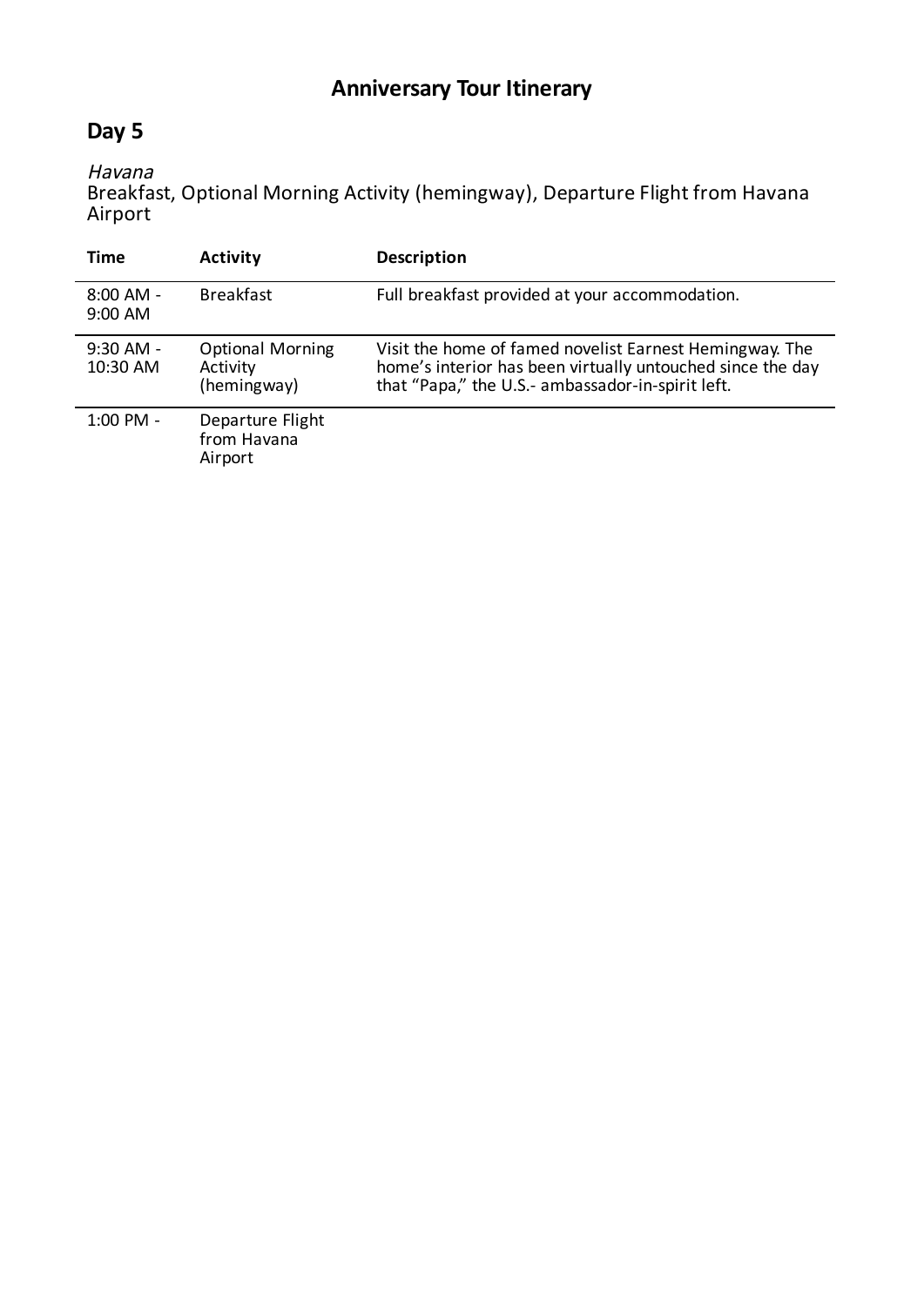# Anniversary Tour Itinerary

## Day 5

*Havana*
Breakfast, Optional Morning Activity (hemingway), Departure Flight from Havana Airport

| Time | Activity | Description |
|---|---|---|
| 8:00 AM - 9:00 AM | Breakfast | Full breakfast provided at your accommodation. |
| 9:30 AM - 10:30 AM | Optional Morning Activity (hemingway) | Visit the home of famed novelist Earnest Hemingway. The home's interior has been virtually untouched since the day that "Papa," the U.S.- ambassador-in-spirit left. |
| 1:00 PM - | Departure Flight from Havana Airport | |